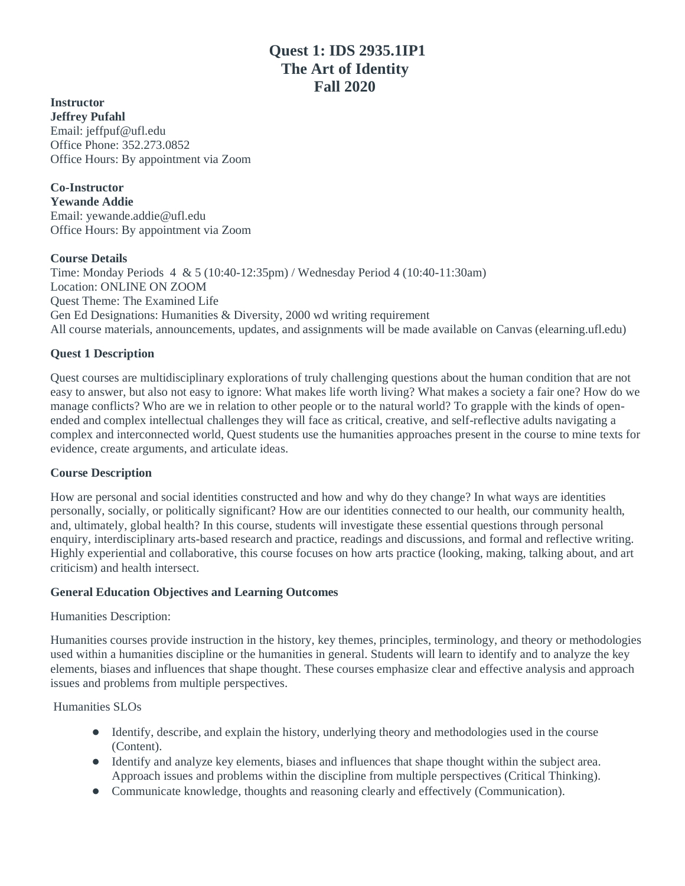# Quest 1: IDS 2935.1IP1
# The Art of Identity
# Fall 2020

**Instructor**
**Jeffrey Pufahl**
Email: jeffpuf@ufl.edu
Office Phone: 352.273.0852
Office Hours: By appointment via Zoom

**Co-Instructor**
**Yewande Addie**
Email: yewande.addie@ufl.edu
Office Hours: By appointment via Zoom

**Course Details**
Time: Monday Periods 4 & 5 (10:40-12:35pm) / Wednesday Period 4 (10:40-11:30am)
Location: ONLINE ON ZOOM
Quest Theme: The Examined Life
Gen Ed Designations: Humanities & Diversity, 2000 wd writing requirement
All course materials, announcements, updates, and assignments will be made available on Canvas (elearning.ufl.edu)

**Quest 1 Description**

Quest courses are multidisciplinary explorations of truly challenging questions about the human condition that are not easy to answer, but also not easy to ignore: What makes life worth living? What makes a society a fair one? How do we manage conflicts? Who are we in relation to other people or to the natural world? To grapple with the kinds of open-ended and complex intellectual challenges they will face as critical, creative, and self-reflective adults navigating a complex and interconnected world, Quest students use the humanities approaches present in the course to mine texts for evidence, create arguments, and articulate ideas.

**Course Description**

How are personal and social identities constructed and how and why do they change? In what ways are identities personally, socially, or politically significant? How are our identities connected to our health, our community health, and, ultimately, global health? In this course, students will investigate these essential questions through personal enquiry, interdisciplinary arts-based research and practice, readings and discussions, and formal and reflective writing. Highly experiential and collaborative, this course focuses on how arts practice (looking, making, talking about, and art criticism) and health intersect.

**General Education Objectives and Learning Outcomes**

Humanities Description:

Humanities courses provide instruction in the history, key themes, principles, terminology, and theory or methodologies used within a humanities discipline or the humanities in general. Students will learn to identify and to analyze the key elements, biases and influences that shape thought. These courses emphasize clear and effective analysis and approach issues and problems from multiple perspectives.

Humanities SLOs

- Identify, describe, and explain the history, underlying theory and methodologies used in the course (Content).
- Identify and analyze key elements, biases and influences that shape thought within the subject area. Approach issues and problems within the discipline from multiple perspectives (Critical Thinking).
- Communicate knowledge, thoughts and reasoning clearly and effectively (Communication).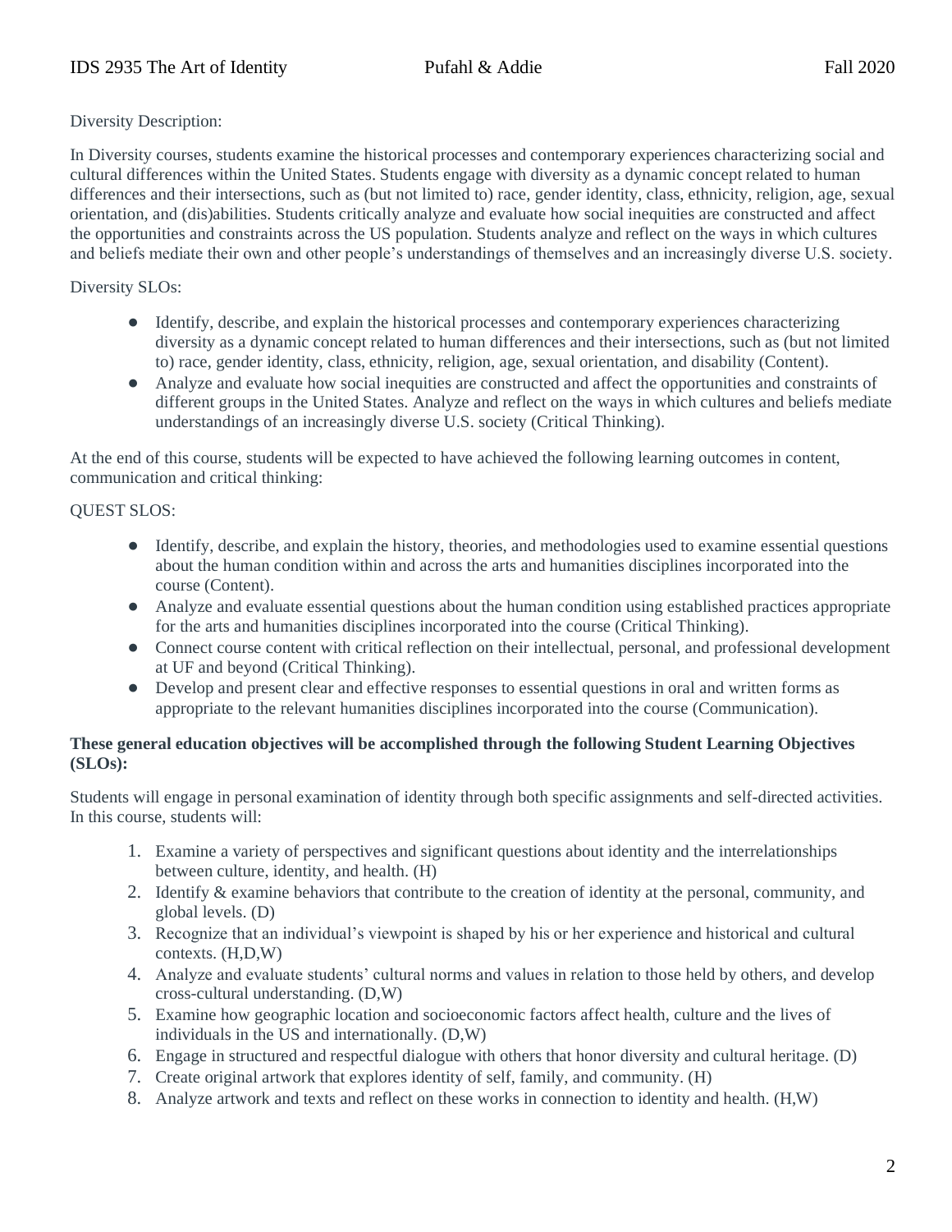Diversity Description:

In Diversity courses, students examine the historical processes and contemporary experiences characterizing social and cultural differences within the United States. Students engage with diversity as a dynamic concept related to human differences and their intersections, such as (but not limited to) race, gender identity, class, ethnicity, religion, age, sexual orientation, and (dis)abilities. Students critically analyze and evaluate how social inequities are constructed and affect the opportunities and constraints across the US population. Students analyze and reflect on the ways in which cultures and beliefs mediate their own and other people's understandings of themselves and an increasingly diverse U.S. society.

Diversity SLOs:

- Identify, describe, and explain the historical processes and contemporary experiences characterizing diversity as a dynamic concept related to human differences and their intersections, such as (but not limited to) race, gender identity, class, ethnicity, religion, age, sexual orientation, and disability (Content).
- Analyze and evaluate how social inequities are constructed and affect the opportunities and constraints of different groups in the United States. Analyze and reflect on the ways in which cultures and beliefs mediate understandings of an increasingly diverse U.S. society (Critical Thinking).

At the end of this course, students will be expected to have achieved the following learning outcomes in content, communication and critical thinking:

QUEST SLOS:

- Identify, describe, and explain the history, theories, and methodologies used to examine essential questions about the human condition within and across the arts and humanities disciplines incorporated into the course (Content).
- Analyze and evaluate essential questions about the human condition using established practices appropriate for the arts and humanities disciplines incorporated into the course (Critical Thinking).
- Connect course content with critical reflection on their intellectual, personal, and professional development at UF and beyond (Critical Thinking).
- Develop and present clear and effective responses to essential questions in oral and written forms as appropriate to the relevant humanities disciplines incorporated into the course (Communication).

**These general education objectives will be accomplished through the following Student Learning Objectives (SLOs):**

Students will engage in personal examination of identity through both specific assignments and self-directed activities. In this course, students will:

1. Examine a variety of perspectives and significant questions about identity and the interrelationships between culture, identity, and health. (H)
2. Identify & examine behaviors that contribute to the creation of identity at the personal, community, and global levels. (D)
3. Recognize that an individual's viewpoint is shaped by his or her experience and historical and cultural contexts. (H,D,W)
4. Analyze and evaluate students' cultural norms and values in relation to those held by others, and develop cross-cultural understanding. (D,W)
5. Examine how geographic location and socioeconomic factors affect health, culture and the lives of individuals in the US and internationally. (D,W)
6. Engage in structured and respectful dialogue with others that honor diversity and cultural heritage. (D)
7. Create original artwork that explores identity of self, family, and community. (H)
8. Analyze artwork and texts and reflect on these works in connection to identity and health. (H,W)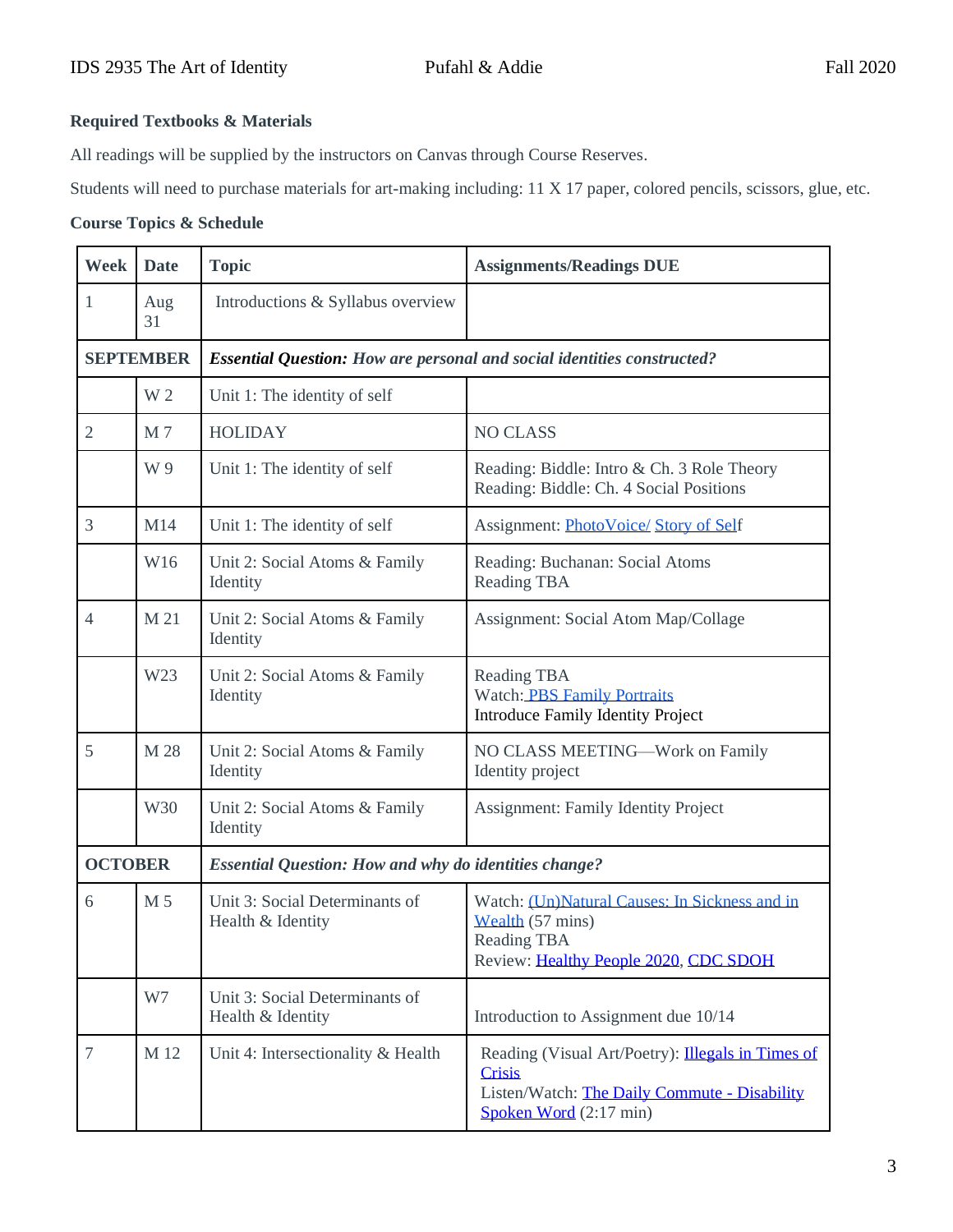**Required Textbooks & Materials**

All readings will be supplied by the instructors on Canvas through Course Reserves.

Students will need to purchase materials for art-making including: 11 X 17 paper, colored pencils, scissors, glue, etc.

**Course Topics & Schedule**

| Week | Date | Topic | Assignments/Readings DUE |
|---|---|---|---|
| 1 | Aug 31 | Introductions & Syllabus overview | |
| **SEPTEMBER** | | ***Essential Question: How are personal and social identities constructed?*** | |
| | W 2 | Unit 1: The identity of self | |
| 2 | M 7 | HOLIDAY | NO CLASS |
| | W 9 | Unit 1: The identity of self | Reading: Biddle: Intro & Ch. 3 Role Theory<br>Reading: Biddle: Ch. 4 Social Positions |
| 3 | M14 | Unit 1: The identity of self | Assignment: PhotoVoice/ Story of Self |
| | W16 | Unit 2: Social Atoms & Family Identity | Reading: Buchanan: Social Atoms<br>Reading TBA |
| 4 | M 21 | Unit 2: Social Atoms & Family Identity | Assignment: Social Atom Map/Collage |
| | W23 | Unit 2: Social Atoms & Family Identity | Reading TBA<br>Watch: PBS Family Portraits<br>Introduce Family Identity Project |
| 5 | M 28 | Unit 2: Social Atoms & Family Identity | NO CLASS MEETING—Work on Family Identity project |
| | W30 | Unit 2: Social Atoms & Family Identity | Assignment: Family Identity Project |
| **OCTOBER** | | ***Essential Question: How and why do identities change?*** | |
| 6 | M 5 | Unit 3: Social Determinants of Health & Identity | Watch: (Un)Natural Causes: In Sickness and in Wealth (57 mins)<br>Reading TBA<br>Review: Healthy People 2020, CDC SDOH |
| | W7 | Unit 3: Social Determinants of Health & Identity | Introduction to Assignment due 10/14 |
| 7 | M 12 | Unit 4: Intersectionality & Health | Reading (Visual Art/Poetry): Illegals in Times of Crisis<br>Listen/Watch: The Daily Commute - Disability Spoken Word (2:17 min) |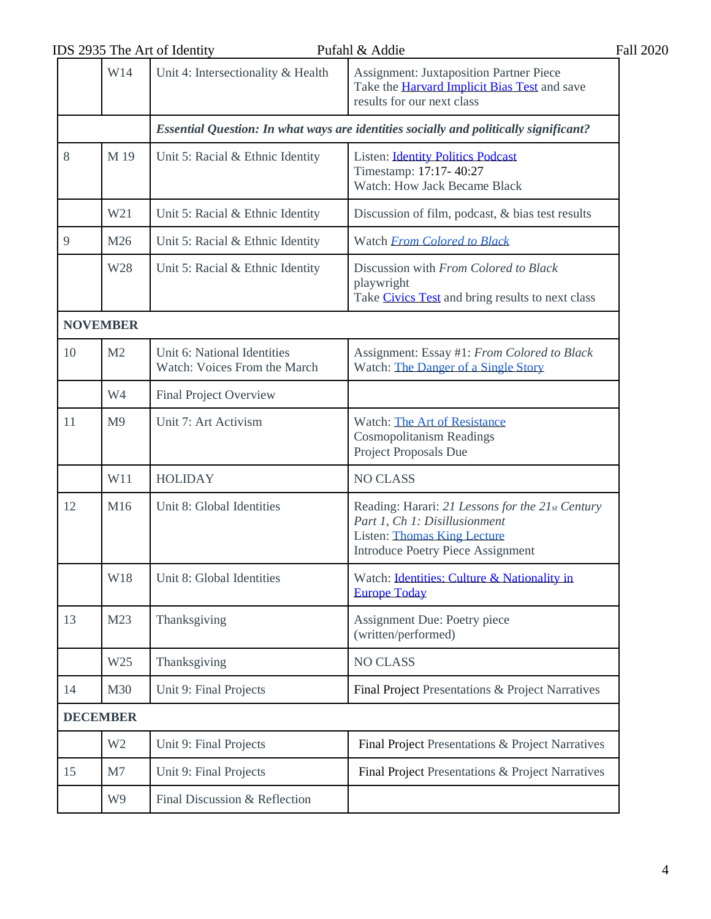| | | | |
|---|---|---|---|
| | W14 | Unit 4: Intersectionality & Health | Assignment: Juxtaposition Partner Piece<br>Take the Harvard Implicit Bias Test and save results for our next class |
| | | ***Essential Question: In what ways are identities socially and politically significant?*** | |
| 8 | M 19 | Unit 5: Racial & Ethnic Identity | Listen: Identity Politics Podcast<br>Timestamp: 17:17- 40:27<br>Watch: How Jack Became Black |
| | W21 | Unit 5: Racial & Ethnic Identity | Discussion of film, podcast, & bias test results |
| 9 | M26 | Unit 5: Racial & Ethnic Identity | Watch *From Colored to Black* |
| | W28 | Unit 5: Racial & Ethnic Identity | Discussion with *From Colored to Black* playwright<br>Take Civics Test and bring results to next class |
| **NOVEMBER** | | | |
| 10 | M2 | Unit 6: National Identities<br>Watch: Voices From the March | Assignment: Essay #1: *From Colored to Black*<br>Watch: The Danger of a Single Story |
| | W4 | Final Project Overview | |
| 11 | M9 | Unit 7: Art Activism | Watch: The Art of Resistance<br>Cosmopolitanism Readings<br>Project Proposals Due |
| | W11 | HOLIDAY | NO CLASS |
| 12 | M16 | Unit 8: Global Identities | Reading: Harari: *21 Lessons for the 21st Century Part 1, Ch 1: Disillusionment*<br>Listen: Thomas King Lecture<br>Introduce Poetry Piece Assignment |
| | W18 | Unit 8: Global Identities | Watch: Identities: Culture & Nationality in Europe Today |
| 13 | M23 | Thanksgiving | Assignment Due: Poetry piece (written/performed) |
| | W25 | Thanksgiving | NO CLASS |
| 14 | M30 | Unit 9: Final Projects | Final Project Presentations & Project Narratives |
| **DECEMBER** | | | |
| | W2 | Unit 9: Final Projects | Final Project Presentations & Project Narratives |
| 15 | M7 | Unit 9: Final Projects | Final Project Presentations & Project Narratives |
| | W9 | Final Discussion & Reflection | |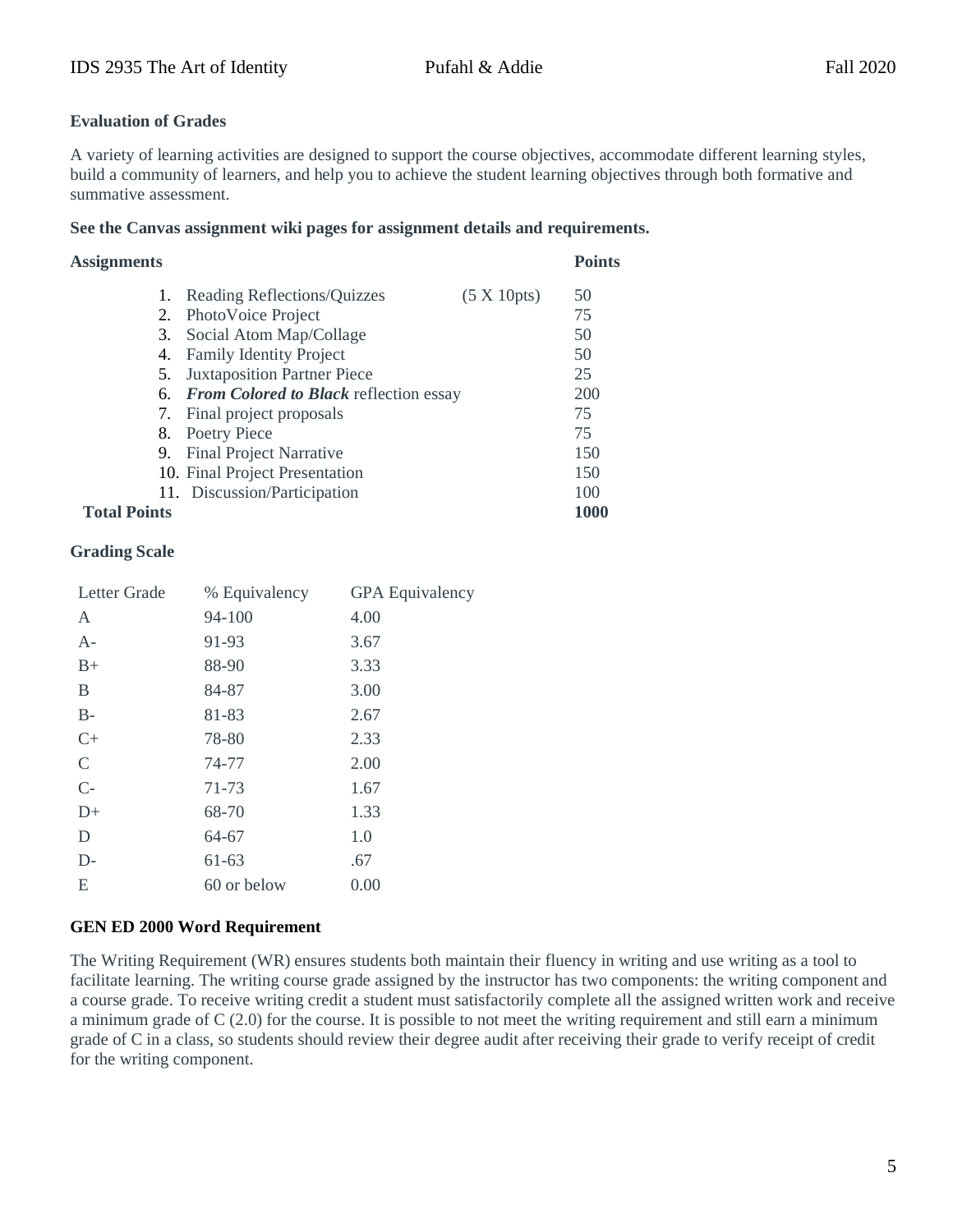**Evaluation of Grades**

A variety of learning activities are designed to support the course objectives, accommodate different learning styles, build a community of learners, and help you to achieve the student learning objectives through both formative and summative assessment.

**See the Canvas assignment wiki pages for assignment details and requirements.**

| **Assignments** | | **Points** |
|---|---|---|
| 1. Reading Reflections/Quizzes | (5 X 10pts) | 50 |
| 2. PhotoVoice Project | | 75 |
| 3. Social Atom Map/Collage | | 50 |
| 4. Family Identity Project | | 50 |
| 5. Juxtaposition Partner Piece | | 25 |
| 6. ***From Colored to Black*** reflection essay | | 200 |
| 7. Final project proposals | | 75 |
| 8. Poetry Piece | | 75 |
| 9. Final Project Narrative | | 150 |
| 10. Final Project Presentation | | 150 |
| 11. Discussion/Participation | | 100 |
| **Total Points** | | **1000** |

**Grading Scale**

| Letter Grade | % Equivalency | GPA Equivalency |
|---|---|---|
| A | 94-100 | 4.00 |
| A- | 91-93 | 3.67 |
| B+ | 88-90 | 3.33 |
| B | 84-87 | 3.00 |
| B- | 81-83 | 2.67 |
| C+ | 78-80 | 2.33 |
| C | 74-77 | 2.00 |
| C- | 71-73 | 1.67 |
| D+ | 68-70 | 1.33 |
| D | 64-67 | 1.0 |
| D- | 61-63 | .67 |
| E | 60 or below | 0.00 |

**GEN ED 2000 Word Requirement**

The Writing Requirement (WR) ensures students both maintain their fluency in writing and use writing as a tool to facilitate learning. The writing course grade assigned by the instructor has two components: the writing component and a course grade. To receive writing credit a student must satisfactorily complete all the assigned written work and receive a minimum grade of C (2.0) for the course. It is possible to not meet the writing requirement and still earn a minimum grade of C in a class, so students should review their degree audit after receiving their grade to verify receipt of credit for the writing component.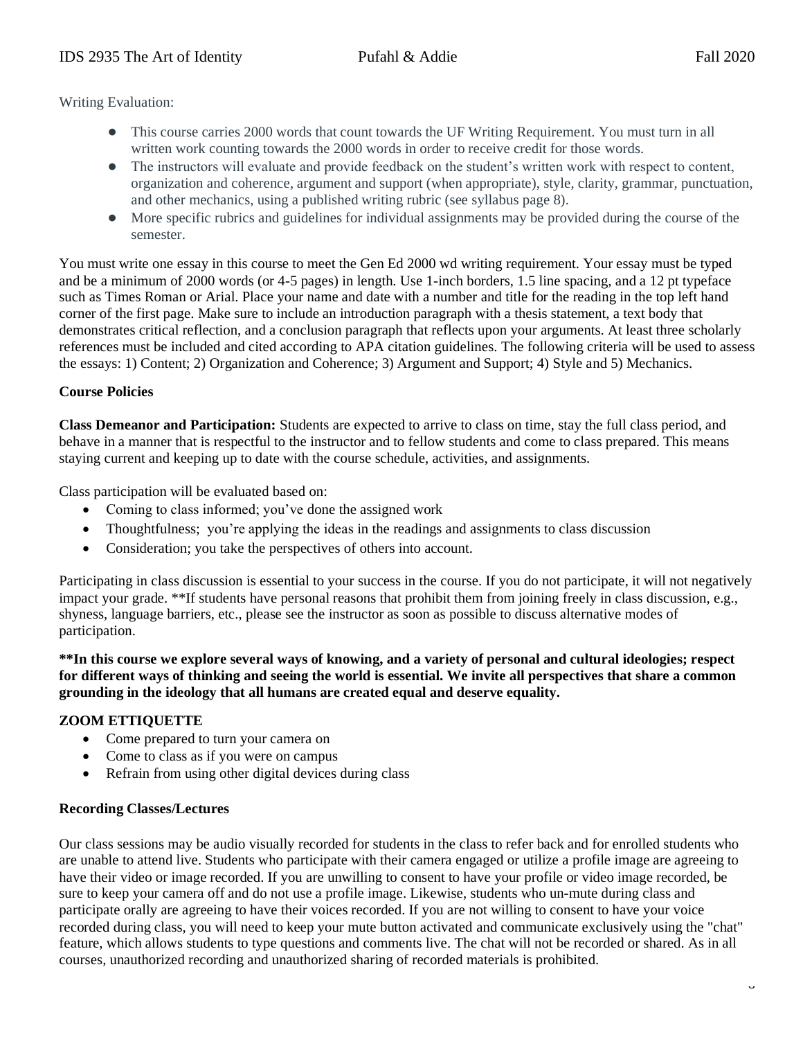Writing Evaluation:

- This course carries 2000 words that count towards the UF Writing Requirement. You must turn in all written work counting towards the 2000 words in order to receive credit for those words.
- The instructors will evaluate and provide feedback on the student's written work with respect to content, organization and coherence, argument and support (when appropriate), style, clarity, grammar, punctuation, and other mechanics, using a published writing rubric (see syllabus page 8).
- More specific rubrics and guidelines for individual assignments may be provided during the course of the semester.

You must write one essay in this course to meet the Gen Ed 2000 wd writing requirement. Your essay must be typed and be a minimum of 2000 words (or 4-5 pages) in length. Use 1-inch borders, 1.5 line spacing, and a 12 pt typeface such as Times Roman or Arial. Place your name and date with a number and title for the reading in the top left hand corner of the first page. Make sure to include an introduction paragraph with a thesis statement, a text body that demonstrates critical reflection, and a conclusion paragraph that reflects upon your arguments. At least three scholarly references must be included and cited according to APA citation guidelines. The following criteria will be used to assess the essays: 1) Content; 2) Organization and Coherence; 3) Argument and Support; 4) Style and 5) Mechanics.

**Course Policies**

**Class Demeanor and Participation:** Students are expected to arrive to class on time, stay the full class period, and behave in a manner that is respectful to the instructor and to fellow students and come to class prepared. This means staying current and keeping up to date with the course schedule, activities, and assignments.

Class participation will be evaluated based on:

- Coming to class informed; you've done the assigned work
- Thoughtfulness; you're applying the ideas in the readings and assignments to class discussion
- Consideration; you take the perspectives of others into account.

Participating in class discussion is essential to your success in the course. If you do not participate, it will not negatively impact your grade. **If students have personal reasons that prohibit them from joining freely in class discussion, e.g., shyness, language barriers, etc., please see the instructor as soon as possible to discuss alternative modes of participation.

**\*\*In this course we explore several ways of knowing, and a variety of personal and cultural ideologies; respect for different ways of thinking and seeing the world is essential. We invite all perspectives that share a common grounding in the ideology that all humans are created equal and deserve equality.**

**ZOOM ETTIQUETTE**

- Come prepared to turn your camera on
- Come to class as if you were on campus
- Refrain from using other digital devices during class

**Recording Classes/Lectures**

Our class sessions may be audio visually recorded for students in the class to refer back and for enrolled students who are unable to attend live. Students who participate with their camera engaged or utilize a profile image are agreeing to have their video or image recorded. If you are unwilling to consent to have your profile or video image recorded, be sure to keep your camera off and do not use a profile image. Likewise, students who un-mute during class and participate orally are agreeing to have their voices recorded. If you are not willing to consent to have your voice recorded during class, you will need to keep your mute button activated and communicate exclusively using the "chat" feature, which allows students to type questions and comments live. The chat will not be recorded or shared. As in all courses, unauthorized recording and unauthorized sharing of recorded materials is prohibited.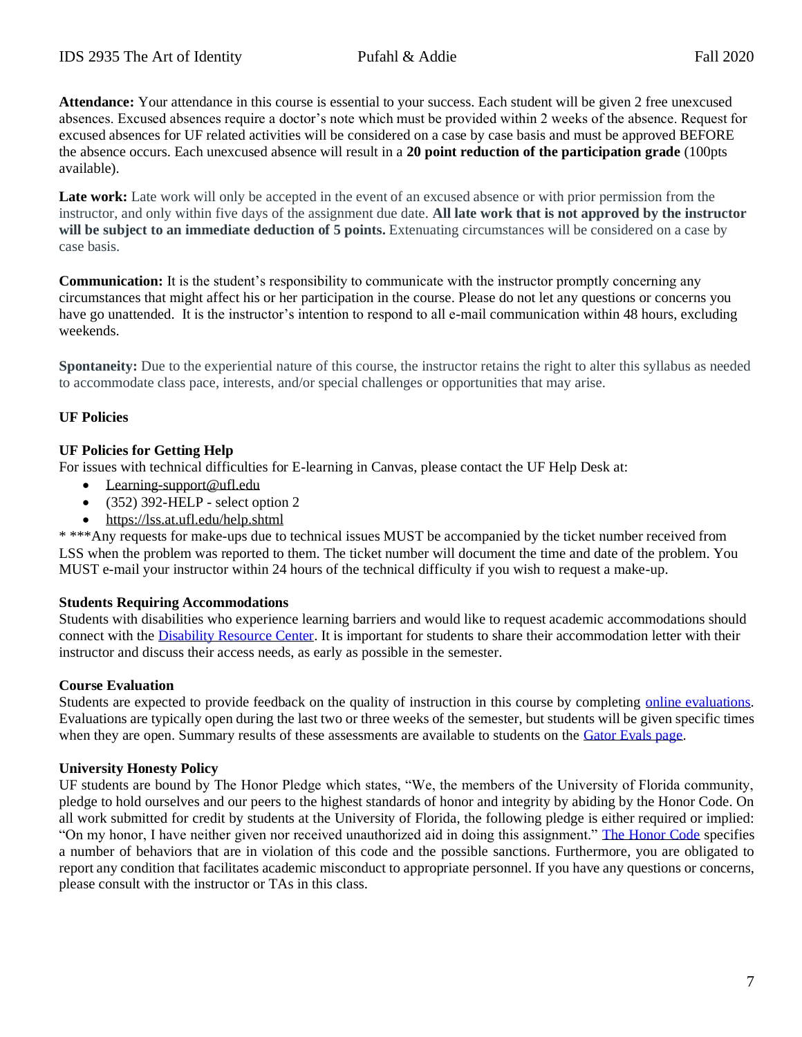**Attendance:** Your attendance in this course is essential to your success. Each student will be given 2 free unexcused absences. Excused absences require a doctor's note which must be provided within 2 weeks of the absence. Request for excused absences for UF related activities will be considered on a case by case basis and must be approved BEFORE the absence occurs. Each unexcused absence will result in a **20 point reduction of the participation grade** (100pts available).

**Late work:** Late work will only be accepted in the event of an excused absence or with prior permission from the instructor, and only within five days of the assignment due date. **All late work that is not approved by the instructor will be subject to an immediate deduction of 5 points.** Extenuating circumstances will be considered on a case by case basis.

**Communication:** It is the student's responsibility to communicate with the instructor promptly concerning any circumstances that might affect his or her participation in the course. Please do not let any questions or concerns you have go unattended. It is the instructor's intention to respond to all e-mail communication within 48 hours, excluding weekends.

**Spontaneity:** Due to the experiential nature of this course, the instructor retains the right to alter this syllabus as needed to accommodate class pace, interests, and/or special challenges or opportunities that may arise.

**UF Policies**

**UF Policies for Getting Help**

For issues with technical difficulties for E-learning in Canvas, please contact the UF Help Desk at:

- Learning-support@ufl.edu
- (352) 392-HELP - select option 2
- https://lss.at.ufl.edu/help.shtml

* ***Any requests for make-ups due to technical issues MUST be accompanied by the ticket number received from LSS when the problem was reported to them. The ticket number will document the time and date of the problem. You MUST e-mail your instructor within 24 hours of the technical difficulty if you wish to request a make-up.

**Students Requiring Accommodations**

Students with disabilities who experience learning barriers and would like to request academic accommodations should connect with the Disability Resource Center. It is important for students to share their accommodation letter with their instructor and discuss their access needs, as early as possible in the semester.

**Course Evaluation**

Students are expected to provide feedback on the quality of instruction in this course by completing online evaluations. Evaluations are typically open during the last two or three weeks of the semester, but students will be given specific times when they are open. Summary results of these assessments are available to students on the Gator Evals page.

**University Honesty Policy**

UF students are bound by The Honor Pledge which states, "We, the members of the University of Florida community, pledge to hold ourselves and our peers to the highest standards of honor and integrity by abiding by the Honor Code. On all work submitted for credit by students at the University of Florida, the following pledge is either required or implied: "On my honor, I have neither given nor received unauthorized aid in doing this assignment." The Honor Code specifies a number of behaviors that are in violation of this code and the possible sanctions. Furthermore, you are obligated to report any condition that facilitates academic misconduct to appropriate personnel. If you have any questions or concerns, please consult with the instructor or TAs in this class.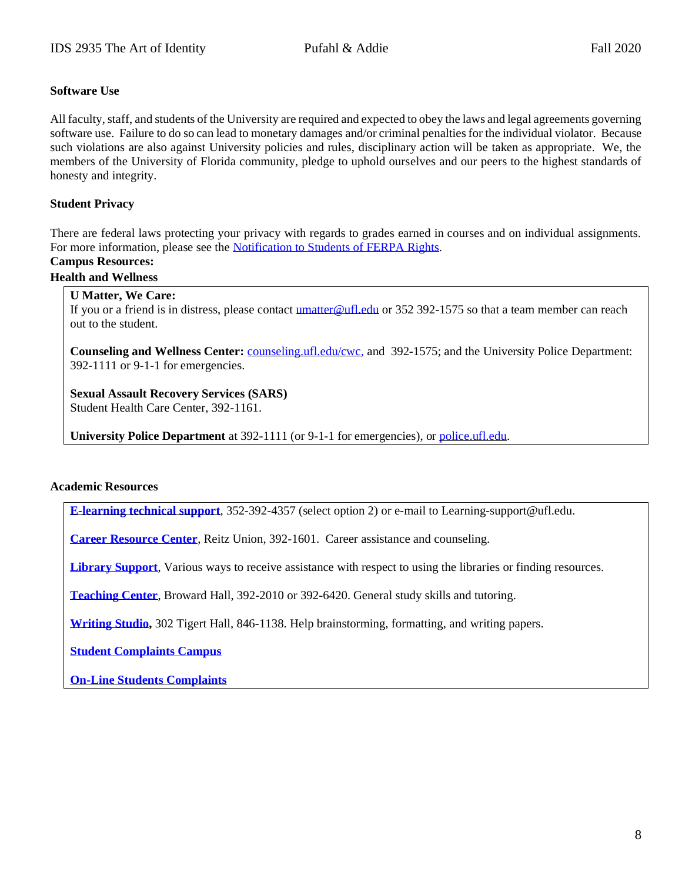**Software Use**

All faculty, staff, and students of the University are required and expected to obey the laws and legal agreements governing software use. Failure to do so can lead to monetary damages and/or criminal penalties for the individual violator. Because such violations are also against University policies and rules, disciplinary action will be taken as appropriate. We, the members of the University of Florida community, pledge to uphold ourselves and our peers to the highest standards of honesty and integrity.

**Student Privacy**

There are federal laws protecting your privacy with regards to grades earned in courses and on individual assignments. For more information, please see the Notification to Students of FERPA Rights.

**Campus Resources:**

**Health and Wellness**

**U Matter, We Care:**
If you or a friend is in distress, please contact umatter@ufl.edu or 352 392-1575 so that a team member can reach out to the student.

**Counseling and Wellness Center:** counseling.ufl.edu/cwc, and 392-1575; and the University Police Department: 392-1111 or 9-1-1 for emergencies.

**Sexual Assault Recovery Services (SARS)**
Student Health Care Center, 392-1161.

**University Police Department** at 392-1111 (or 9-1-1 for emergencies), or police.ufl.edu.

**Academic Resources**

**E-learning technical support**, 352-392-4357 (select option 2) or e-mail to Learning-support@ufl.edu.

**Career Resource Center**, Reitz Union, 392-1601. Career assistance and counseling.

**Library Support**, Various ways to receive assistance with respect to using the libraries or finding resources.

**Teaching Center**, Broward Hall, 392-2010 or 392-6420. General study skills and tutoring.

**Writing Studio,** 302 Tigert Hall, 846-1138. Help brainstorming, formatting, and writing papers.

**Student Complaints Campus**

**On-Line Students Complaints**